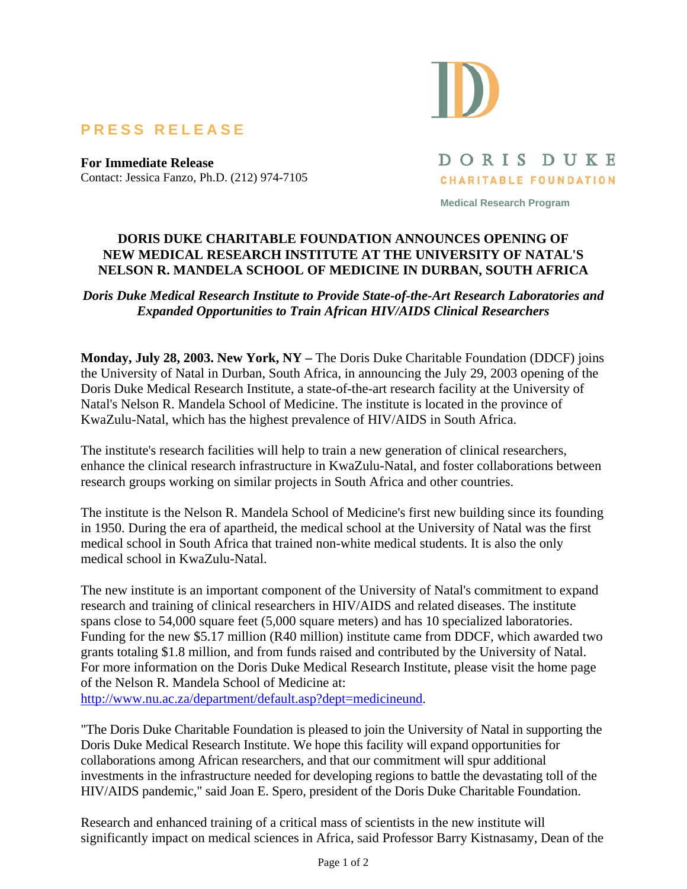**DORIS DUKE**
**CHARITABLE FOUNDATION**
Medical Research Program

**PRESS RELEASE**

**For Immediate Release**
Contact: Jessica Fanzo, Ph.D. (212) 974-7105

# DORIS DUKE CHARITABLE FOUNDATION ANNOUNCES OPENING OF NEW MEDICAL RESEARCH INSTITUTE AT THE UNIVERSITY OF NATAL'S NELSON R. MANDELA SCHOOL OF MEDICINE IN DURBAN, SOUTH AFRICA

***Doris Duke Medical Research Institute to Provide State-of-the-Art Research Laboratories and Expanded Opportunities to Train African HIV/AIDS Clinical Researchers***

**Monday, July 28, 2003. New York, NY –** The Doris Duke Charitable Foundation (DDCF) joins the University of Natal in Durban, South Africa, in announcing the July 29, 2003 opening of the Doris Duke Medical Research Institute, a state-of-the-art research facility at the University of Natal's Nelson R. Mandela School of Medicine. The institute is located in the province of KwaZulu-Natal, which has the highest prevalence of HIV/AIDS in South Africa.

The institute's research facilities will help to train a new generation of clinical researchers, enhance the clinical research infrastructure in KwaZulu-Natal, and foster collaborations between research groups working on similar projects in South Africa and other countries.

The institute is the Nelson R. Mandela School of Medicine's first new building since its founding in 1950. During the era of apartheid, the medical school at the University of Natal was the first medical school in South Africa that trained non-white medical students. It is also the only medical school in KwaZulu-Natal.

The new institute is an important component of the University of Natal's commitment to expand research and training of clinical researchers in HIV/AIDS and related diseases. The institute spans close to 54,000 square feet (5,000 square meters) and has 10 specialized laboratories. Funding for the new $5.17 million (R40 million) institute came from DDCF, which awarded two grants totaling $1.8 million, and from funds raised and contributed by the University of Natal. For more information on the Doris Duke Medical Research Institute, please visit the home page of the Nelson R. Mandela School of Medicine at: http://www.nu.ac.za/department/default.asp?dept=medicineund.

"The Doris Duke Charitable Foundation is pleased to join the University of Natal in supporting the Doris Duke Medical Research Institute. We hope this facility will expand opportunities for collaborations among African researchers, and that our commitment will spur additional investments in the infrastructure needed for developing regions to battle the devastating toll of the HIV/AIDS pandemic," said Joan E. Spero, president of the Doris Duke Charitable Foundation.

Research and enhanced training of a critical mass of scientists in the new institute will significantly impact on medical sciences in Africa, said Professor Barry Kistnasamy, Dean of the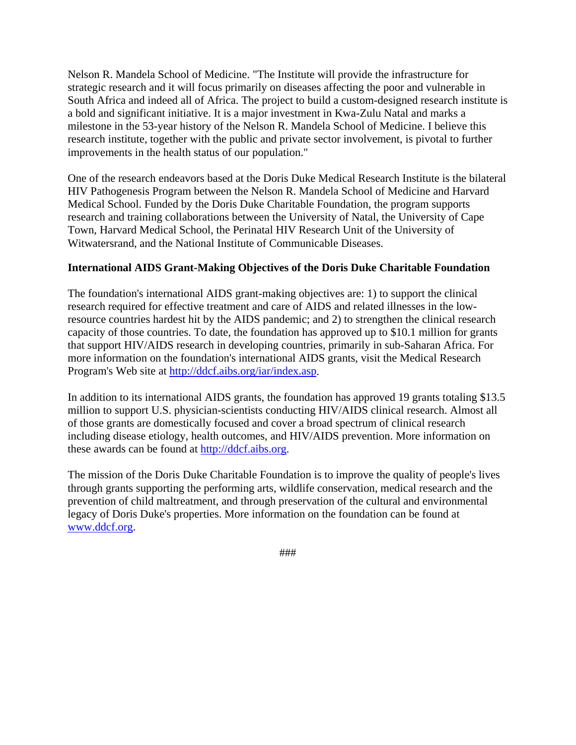Nelson R. Mandela School of Medicine. "The Institute will provide the infrastructure for strategic research and it will focus primarily on diseases affecting the poor and vulnerable in South Africa and indeed all of Africa. The project to build a custom-designed research institute is a bold and significant initiative. It is a major investment in Kwa-Zulu Natal and marks a milestone in the 53-year history of the Nelson R. Mandela School of Medicine. I believe this research institute, together with the public and private sector involvement, is pivotal to further improvements in the health status of our population."

One of the research endeavors based at the Doris Duke Medical Research Institute is the bilateral HIV Pathogenesis Program between the Nelson R. Mandela School of Medicine and Harvard Medical School. Funded by the Doris Duke Charitable Foundation, the program supports research and training collaborations between the University of Natal, the University of Cape Town, Harvard Medical School, the Perinatal HIV Research Unit of the University of Witwatersrand, and the National Institute of Communicable Diseases.

**International AIDS Grant-Making Objectives of the Doris Duke Charitable Foundation**

The foundation's international AIDS grant-making objectives are: 1) to support the clinical research required for effective treatment and care of AIDS and related illnesses in the low-resource countries hardest hit by the AIDS pandemic; and 2) to strengthen the clinical research capacity of those countries. To date, the foundation has approved up to $10.1 million for grants that support HIV/AIDS research in developing countries, primarily in sub-Saharan Africa. For more information on the foundation's international AIDS grants, visit the Medical Research Program's Web site at http://ddcf.aibs.org/iar/index.asp.

In addition to its international AIDS grants, the foundation has approved 19 grants totaling $13.5 million to support U.S. physician-scientists conducting HIV/AIDS clinical research. Almost all of those grants are domestically focused and cover a broad spectrum of clinical research including disease etiology, health outcomes, and HIV/AIDS prevention. More information on these awards can be found at http://ddcf.aibs.org.

The mission of the Doris Duke Charitable Foundation is to improve the quality of people's lives through grants supporting the performing arts, wildlife conservation, medical research and the prevention of child maltreatment, and through preservation of the cultural and environmental legacy of Doris Duke's properties. More information on the foundation can be found at www.ddcf.org.

###